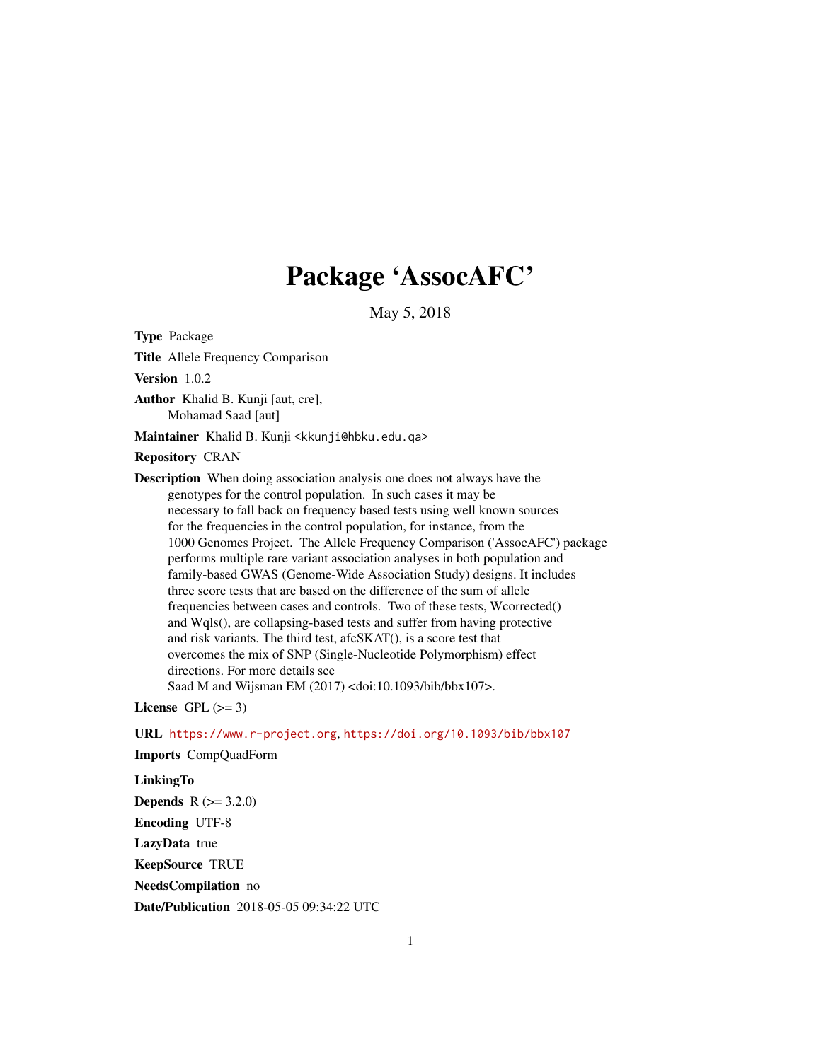# Package 'AssocAFC'

May 5, 2018

**Type** Package

**Title** Allele Frequency Comparison

**Version** 1.0.2

**Author** Khalid B. Kunji [aut, cre],
Mohamad Saad [aut]

**Maintainer** Khalid B. Kunji <kkunji@hbku.edu.qa>

**Repository** CRAN

**Description** When doing association analysis one does not always have the genotypes for the control population. In such cases it may be necessary to fall back on frequency based tests using well known sources for the frequencies in the control population, for instance, from the 1000 Genomes Project. The Allele Frequency Comparison ('AssocAFC') package performs multiple rare variant association analyses in both population and family-based GWAS (Genome-Wide Association Study) designs. It includes three score tests that are based on the difference of the sum of allele frequencies between cases and controls. Two of these tests, Wcorrected() and Wqls(), are collapsing-based tests and suffer from having protective and risk variants. The third test, afcSKAT(), is a score test that overcomes the mix of SNP (Single-Nucleotide Polymorphism) effect directions. For more details see Saad M and Wijsman EM (2017) <doi:10.1093/bib/bbx107>.

**License** GPL (>= 3)

**URL** https://www.r-project.org, https://doi.org/10.1093/bib/bbx107

**Imports** CompQuadForm

**LinkingTo**

**Depends** R (>= 3.2.0)

**Encoding** UTF-8

**LazyData** true

**KeepSource** TRUE

**NeedsCompilation** no

**Date/Publication** 2018-05-05 09:34:22 UTC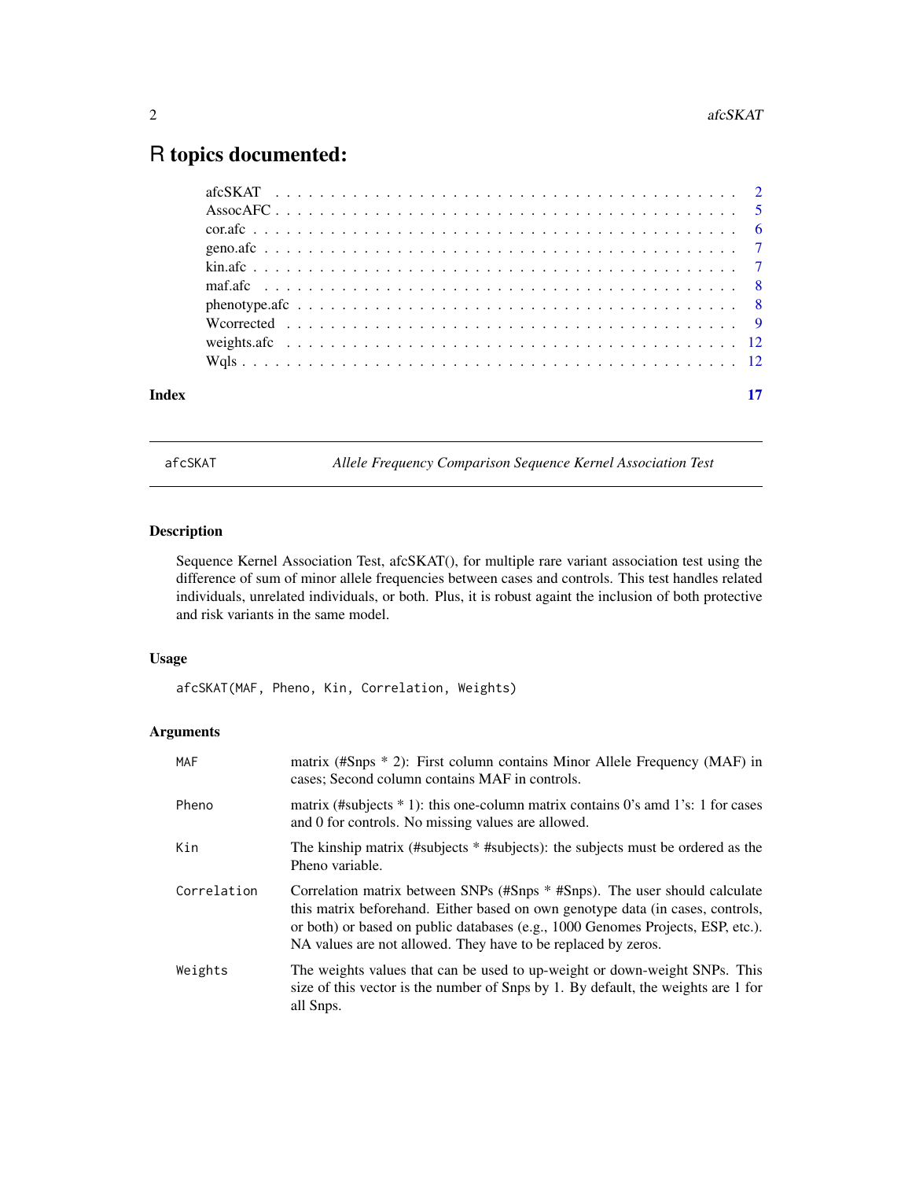# R topics documented:

| | |
|---|---|
| afcSKAT | 2 |
| AssocAFC | 5 |
| cor.afc | 6 |
| geno.afc | 7 |
| kin.afc | 7 |
| maf.afc | 8 |
| phenotype.afc | 8 |
| Wcorrected | 9 |
| weights.afc | 12 |
| Wqls | 12 |

**Index** 17

---

## afcSKAT — *Allele Frequency Comparison Sequence Kernel Association Test*

### Description

Sequence Kernel Association Test, afcSKAT(), for multiple rare variant association test using the difference of sum of minor allele frequencies between cases and controls. This test handles related individuals, unrelated individuals, or both. Plus, it is robust againt the inclusion of both protective and risk variants in the same model.

### Usage

```
afcSKAT(MAF, Pheno, Kin, Correlation, Weights)
```

### Arguments

| | |
|---|---|
| MAF | matrix (#Snps * 2): First column contains Minor Allele Frequency (MAF) in cases; Second column contains MAF in controls. |
| Pheno | matrix (#subjects * 1): this one-column matrix contains 0's amd 1's: 1 for cases and 0 for controls. No missing values are allowed. |
| Kin | The kinship matrix (#subjects * #subjects): the subjects must be ordered as the Pheno variable. |
| Correlation | Correlation matrix between SNPs (#Snps * #Snps). The user should calculate this matrix beforehand. Either based on own genotype data (in cases, controls, or both) or based on public databases (e.g., 1000 Genomes Projects, ESP, etc.). NA values are not allowed. They have to be replaced by zeros. |
| Weights | The weights values that can be used to up-weight or down-weight SNPs. This size of this vector is the number of Snps by 1. By default, the weights are 1 for all Snps. |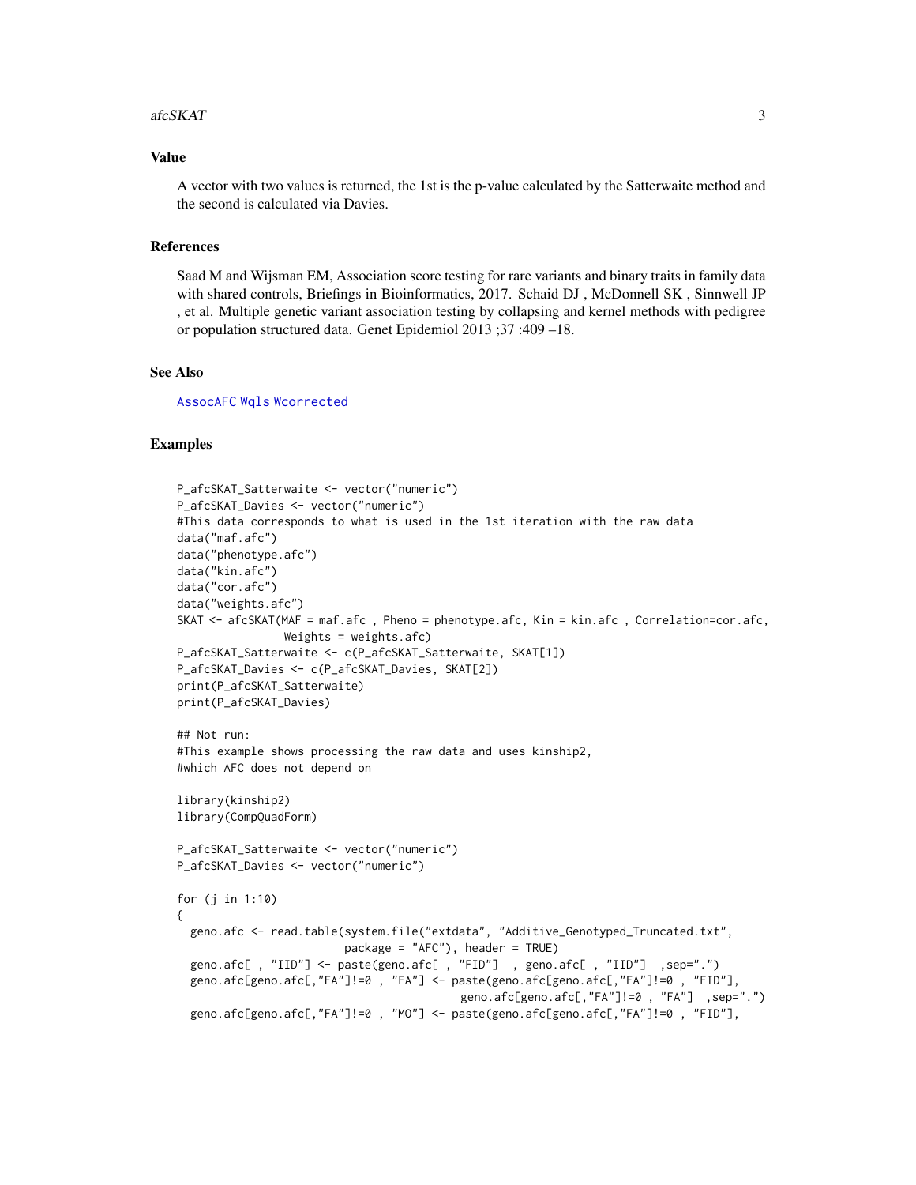## Value

A vector with two values is returned, the 1st is the p-value calculated by the Satterwaite method and the second is calculated via Davies.

## References

Saad M and Wijsman EM, Association score testing for rare variants and binary traits in family data with shared controls, Briefings in Bioinformatics, 2017. Schaid DJ , McDonnell SK , Sinnwell JP , et al. Multiple genetic variant association testing by collapsing and kernel methods with pedigree or population structured data. Genet Epidemiol 2013 ;37 :409 –18.

## See Also

AssocAFC Wqls Wcorrected

## Examples

```
P_afcSKAT_Satterwaite <- vector("numeric")
P_afcSKAT_Davies <- vector("numeric")
#This data corresponds to what is used in the 1st iteration with the raw data
data("maf.afc")
data("phenotype.afc")
data("kin.afc")
data("cor.afc")
data("weights.afc")
SKAT <- afcSKAT(MAF = maf.afc , Pheno = phenotype.afc, Kin = kin.afc , Correlation=cor.afc,
               Weights = weights.afc)
P_afcSKAT_Satterwaite <- c(P_afcSKAT_Satterwaite, SKAT[1])
P_afcSKAT_Davies <- c(P_afcSKAT_Davies, SKAT[2])
print(P_afcSKAT_Satterwaite)
print(P_afcSKAT_Davies)

## Not run:
#This example shows processing the raw data and uses kinship2,
#which AFC does not depend on

library(kinship2)
library(CompQuadForm)

P_afcSKAT_Satterwaite <- vector("numeric")
P_afcSKAT_Davies <- vector("numeric")

for (j in 1:10)
{
  geno.afc <- read.table(system.file("extdata", "Additive_Genotyped_Truncated.txt",
                         package = "AFC"), header = TRUE)
  geno.afc[ , "IID"] <- paste(geno.afc[ , "FID"]  , geno.afc[ , "IID"]  ,sep=".")
  geno.afc[geno.afc[,"FA"]!=0 , "FA"] <- paste(geno.afc[geno.afc[,"FA"]!=0 , "FID"],
                                         geno.afc[geno.afc[,"FA"]!=0 , "FA"]  ,sep=".")
  geno.afc[geno.afc[,"FA"]!=0 , "MO"] <- paste(geno.afc[geno.afc[,"FA"]!=0 , "FID"],
```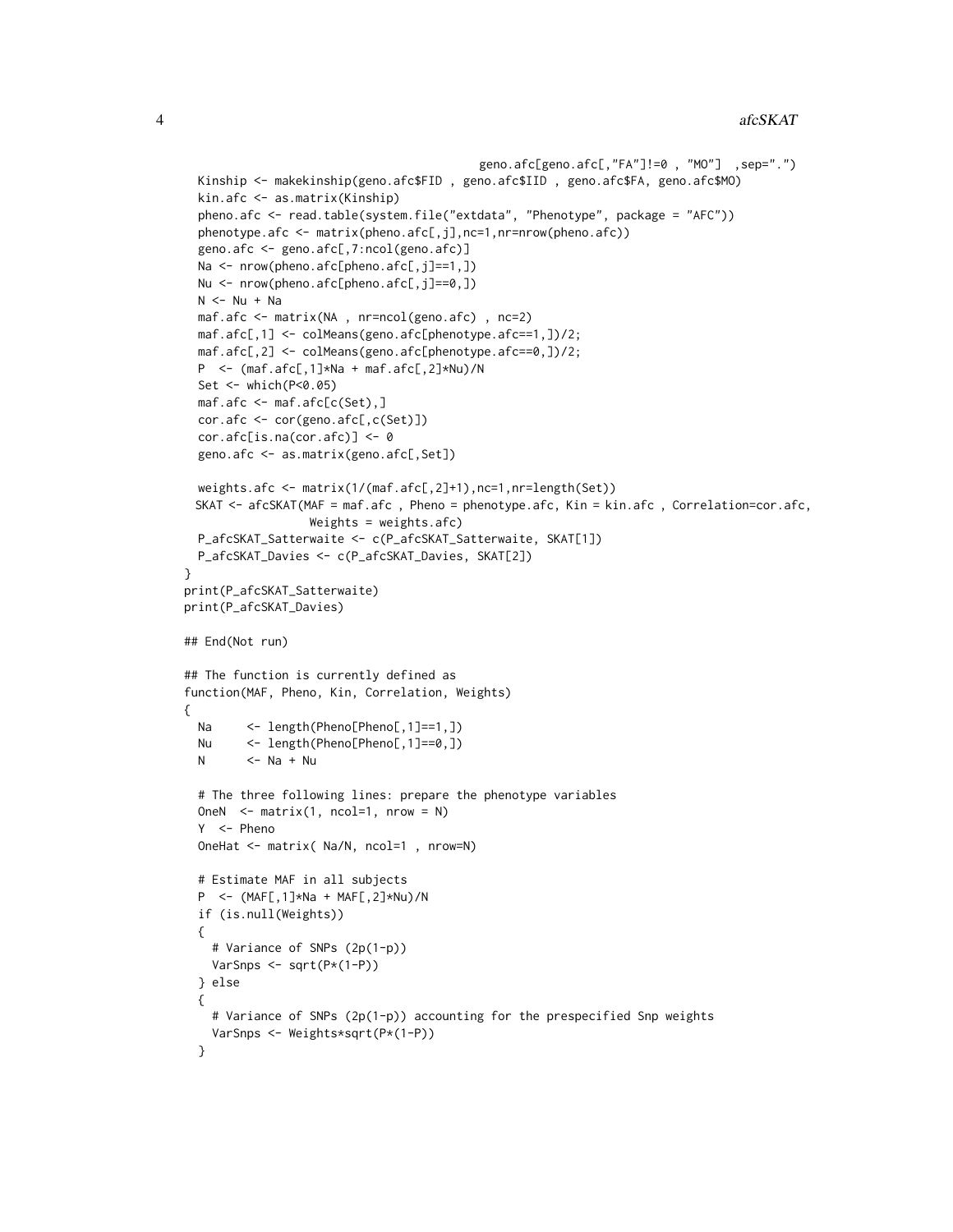```
                                          geno.afc[geno.afc[,"FA"]!=0 , "MO"]  ,sep=".")
  Kinship <- makekinship(geno.afc$FID , geno.afc$IID , geno.afc$FA, geno.afc$MO)
  kin.afc <- as.matrix(Kinship)
  pheno.afc <- read.table(system.file("extdata", "Phenotype", package = "AFC"))
  phenotype.afc <- matrix(pheno.afc[,j],nc=1,nr=nrow(pheno.afc))
  geno.afc <- geno.afc[,7:ncol(geno.afc)]
  Na <- nrow(pheno.afc[pheno.afc[,j]==1,])
  Nu <- nrow(pheno.afc[pheno.afc[,j]==0,])
  N <- Nu + Na
  maf.afc <- matrix(NA , nr=ncol(geno.afc) , nc=2)
  maf.afc[,1] <- colMeans(geno.afc[phenotype.afc==1,])/2;
  maf.afc[,2] <- colMeans(geno.afc[phenotype.afc==0,])/2;
  P  <- (maf.afc[,1]*Na + maf.afc[,2]*Nu)/N
  Set <- which(P<0.05)
  maf.afc <- maf.afc[c(Set),]
  cor.afc <- cor(geno.afc[,c(Set)])
  cor.afc[is.na(cor.afc)] <- 0
  geno.afc <- as.matrix(geno.afc[,Set])

  weights.afc <- matrix(1/(maf.afc[,2]+1),nc=1,nr=length(Set))
 SKAT <- afcSKAT(MAF = maf.afc , Pheno = phenotype.afc, Kin = kin.afc , Correlation=cor.afc,
                 Weights = weights.afc)
  P_afcSKAT_Satterwaite <- c(P_afcSKAT_Satterwaite, SKAT[1])
  P_afcSKAT_Davies <- c(P_afcSKAT_Davies, SKAT[2])
}
print(P_afcSKAT_Satterwaite)
print(P_afcSKAT_Davies)

## End(Not run)

## The function is currently defined as
function(MAF, Pheno, Kin, Correlation, Weights)
{
  Na     <- length(Pheno[Pheno[,1]==1,])
  Nu     <- length(Pheno[Pheno[,1]==0,])
  N      <- Na + Nu

  # The three following lines: prepare the phenotype variables
  OneN  <- matrix(1, ncol=1, nrow = N)
  Y  <- Pheno
  OneHat <- matrix( Na/N, ncol=1 , nrow=N)

  # Estimate MAF in all subjects
  P  <- (MAF[,1]*Na + MAF[,2]*Nu)/N
  if (is.null(Weights))
  {
    # Variance of SNPs (2p(1-p))
    VarSnps <- sqrt(P*(1-P))
  } else
  {
    # Variance of SNPs (2p(1-p)) accounting for the prespecified Snp weights
    VarSnps <- Weights*sqrt(P*(1-P))
  }
```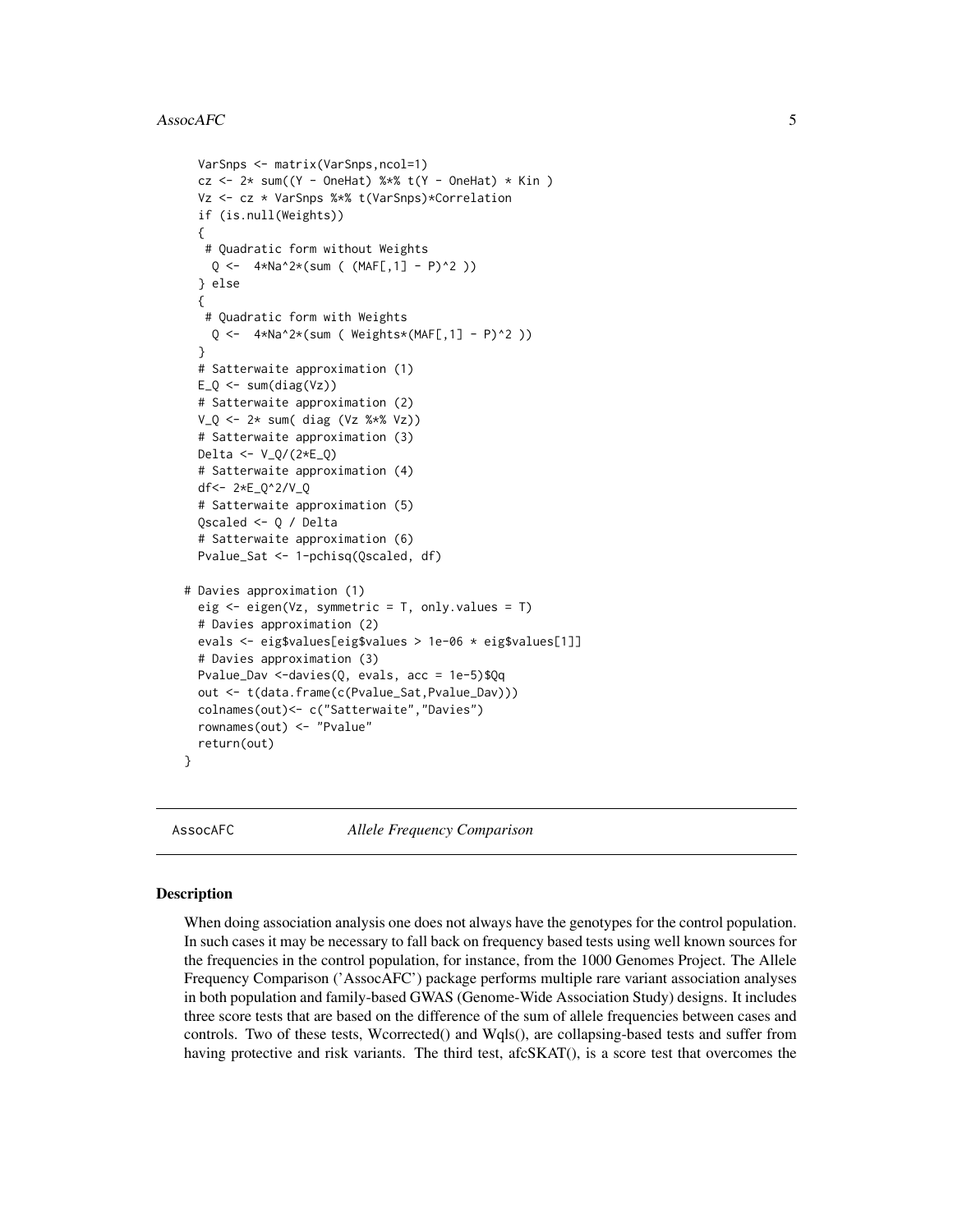```
  VarSnps <- matrix(VarSnps,ncol=1)
  cz <- 2* sum((Y - OneHat) %*% t(Y - OneHat) * Kin )
  Vz <- cz * VarSnps %*% t(VarSnps)*Correlation
  if (is.null(Weights))
  {
   # Quadratic form without Weights
    Q <-  4*Na^2*(sum ( (MAF[,1] - P)^2 ))
  } else
  {
   # Quadratic form with Weights
    Q <-  4*Na^2*(sum ( Weights*(MAF[,1] - P)^2 ))
  }
  # Satterwaite approximation (1)
  E_Q <- sum(diag(Vz))
  # Satterwaite approximation (2)
  V_Q <- 2* sum( diag (Vz %*% Vz))
  # Satterwaite approximation (3)
  Delta <- V_Q/(2*E_Q)
  # Satterwaite approximation (4)
  df<- 2*E_Q^2/V_Q
  # Satterwaite approximation (5)
  Qscaled <- Q / Delta
  # Satterwaite approximation (6)
  Pvalue_Sat <- 1-pchisq(Qscaled, df)

# Davies approximation (1)
  eig <- eigen(Vz, symmetric = T, only.values = T)
  # Davies approximation (2)
  evals <- eig$values[eig$values > 1e-06 * eig$values[1]]
  # Davies approximation (3)
  Pvalue_Dav <-davies(Q, evals, acc = 1e-5)$Qq
  out <- t(data.frame(c(Pvalue_Sat,Pvalue_Dav)))
  colnames(out)<- c("Satterwaite","Davies")
  rownames(out) <- "Pvalue"
  return(out)
}
```

---

AssocAFC *Allele Frequency Comparison*

---

### Description

When doing association analysis one does not always have the genotypes for the control population. In such cases it may be necessary to fall back on frequency based tests using well known sources for the frequencies in the control population, for instance, from the 1000 Genomes Project. The Allele Frequency Comparison ('AssocAFC') package performs multiple rare variant association analyses in both population and family-based GWAS (Genome-Wide Association Study) designs. It includes three score tests that are based on the difference of the sum of allele frequencies between cases and controls. Two of these tests, Wcorrected() and Wqls(), are collapsing-based tests and suffer from having protective and risk variants. The third test, afcSKAT(), is a score test that overcomes the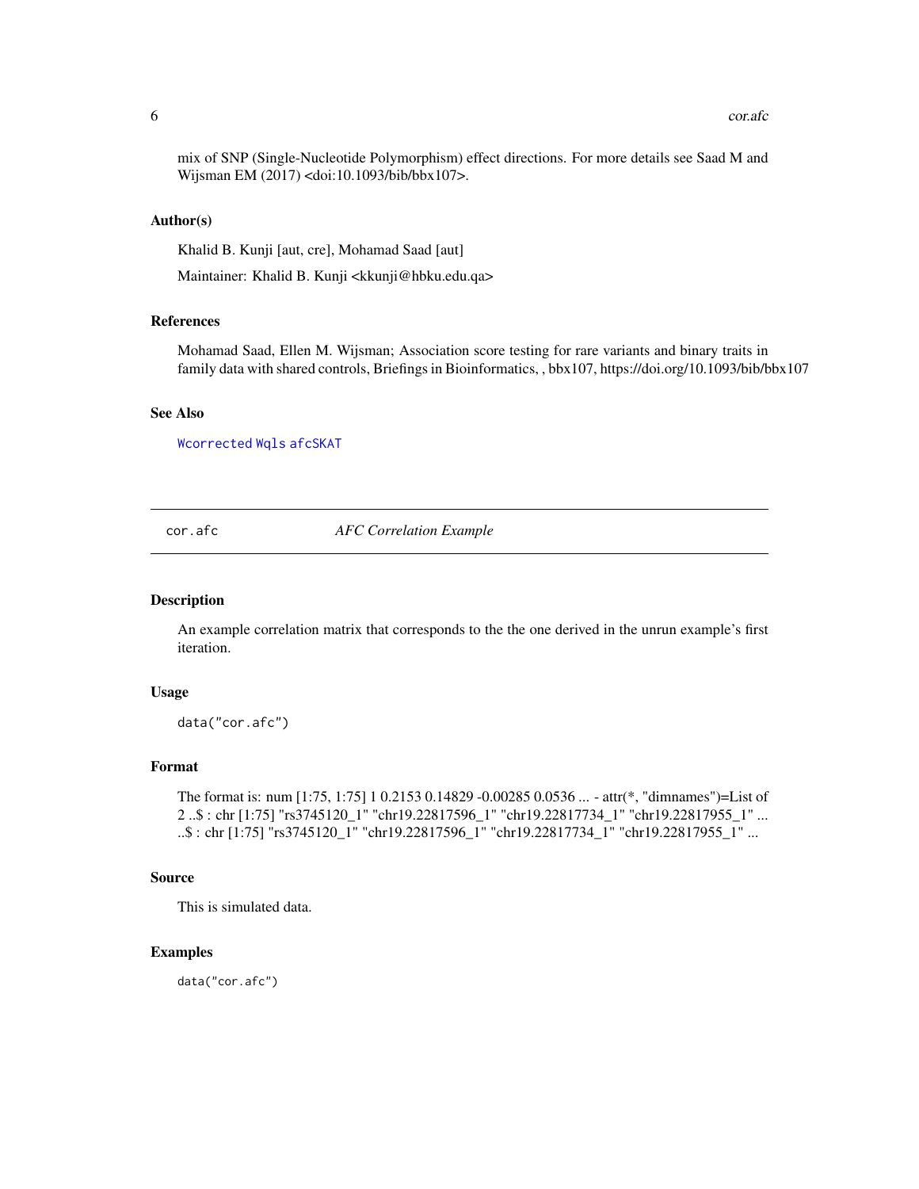mix of SNP (Single-Nucleotide Polymorphism) effect directions. For more details see Saad M and Wijsman EM (2017) <doi:10.1093/bib/bbx107>.

### Author(s)

Khalid B. Kunji [aut, cre], Mohamad Saad [aut]

Maintainer: Khalid B. Kunji <kkunji@hbku.edu.qa>

### References

Mohamad Saad, Ellen M. Wijsman; Association score testing for rare variants and binary traits in family data with shared controls, Briefings in Bioinformatics, , bbx107, https://doi.org/10.1093/bib/bbx107

### See Also

`Wcorrected` `Wqls` `afcSKAT`

---

## cor.afc — *AFC Correlation Example*

---

### Description

An example correlation matrix that corresponds to the the one derived in the unrun example's first iteration.

### Usage

```
data("cor.afc")
```

### Format

The format is: num [1:75, 1:75] 1 0.2153 0.14829 -0.00285 0.0536 ... - attr(*, "dimnames")=List of 2 ..$ : chr [1:75] "rs3745120_1" "chr19.22817596_1" "chr19.22817734_1" "chr19.22817955_1" ... ..$ : chr [1:75] "rs3745120_1" "chr19.22817596_1" "chr19.22817734_1" "chr19.22817955_1" ...

### Source

This is simulated data.

### Examples

```
data("cor.afc")
```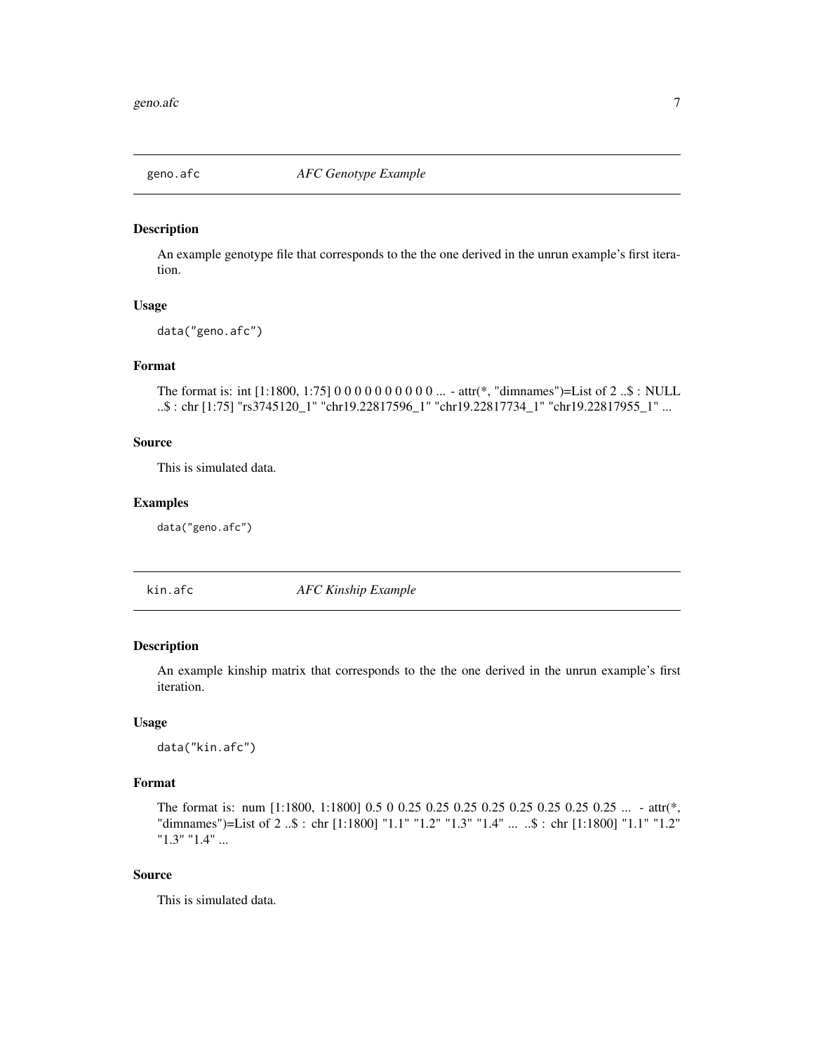## geno.afc *AFC Genotype Example*

### Description

An example genotype file that corresponds to the the one derived in the unrun example's first iteration.

### Usage

```
data("geno.afc")
```

### Format

The format is: int [1:1800, 1:75] 0 0 0 0 0 0 0 0 0 0 ... - attr(*, "dimnames")=List of 2 ..$ : NULL ..$ : chr [1:75] "rs3745120_1" "chr19.22817596_1" "chr19.22817734_1" "chr19.22817955_1" ...

### Source

This is simulated data.

### Examples

```
data("geno.afc")
```

## kin.afc *AFC Kinship Example*

### Description

An example kinship matrix that corresponds to the the one derived in the unrun example's first iteration.

### Usage

```
data("kin.afc")
```

### Format

The format is: num [1:1800, 1:1800] 0.5 0 0.25 0.25 0.25 0.25 0.25 0.25 0.25 0.25 ... - attr(*, "dimnames")=List of 2 ..$ : chr [1:1800] "1.1" "1.2" "1.3" "1.4" ... ..$ : chr [1:1800] "1.1" "1.2" "1.3" "1.4" ...

### Source

This is simulated data.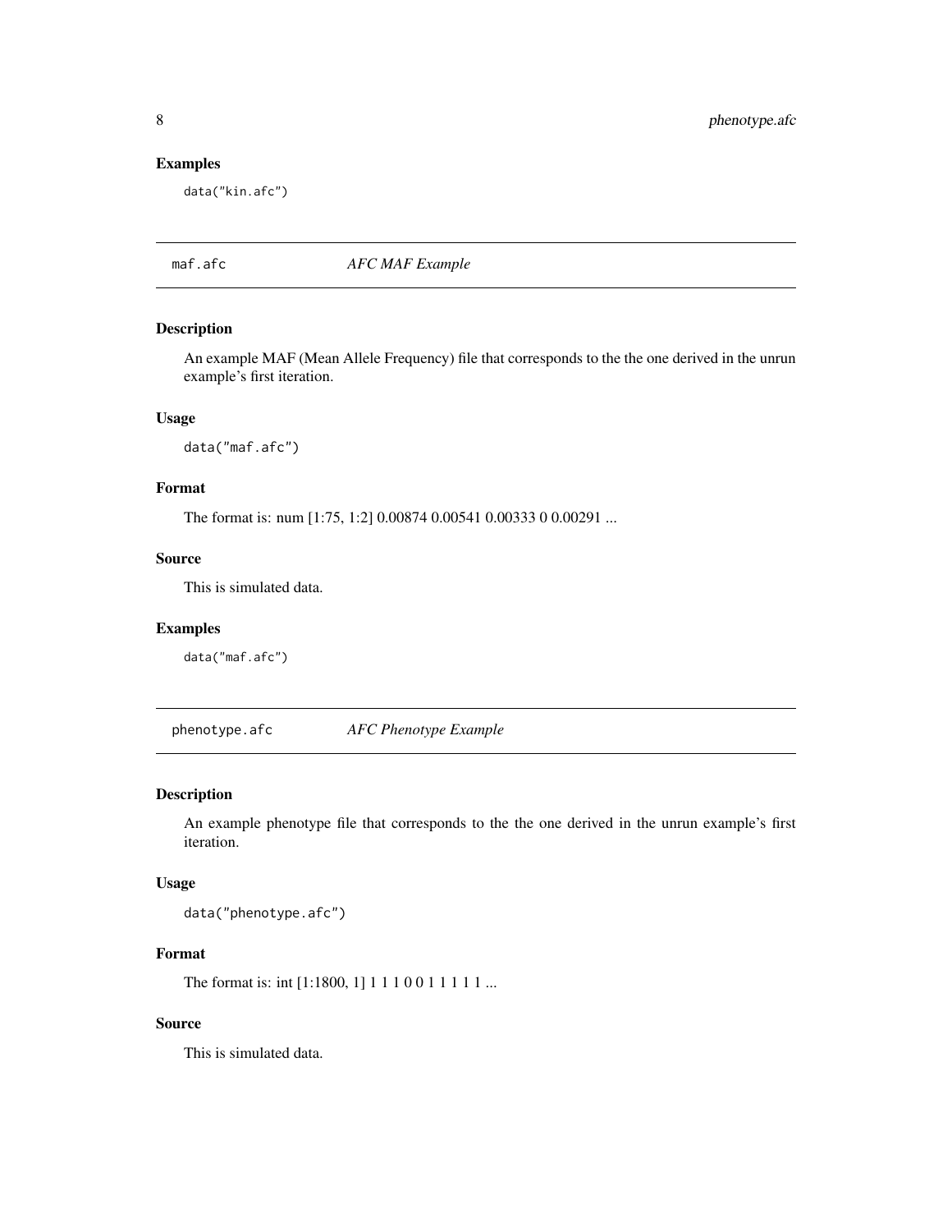### Examples

```
data("kin.afc")
```

## maf.afc *AFC MAF Example*

### Description

An example MAF (Mean Allele Frequency) file that corresponds to the the one derived in the unrun example's first iteration.

### Usage

```
data("maf.afc")
```

### Format

The format is: num [1:75, 1:2] 0.00874 0.00541 0.00333 0 0.00291 ...

### Source

This is simulated data.

### Examples

```
data("maf.afc")
```

## phenotype.afc *AFC Phenotype Example*

### Description

An example phenotype file that corresponds to the the one derived in the unrun example's first iteration.

### Usage

```
data("phenotype.afc")
```

### Format

The format is: int [1:1800, 1] 1 1 1 0 0 1 1 1 1 1 ...

### Source

This is simulated data.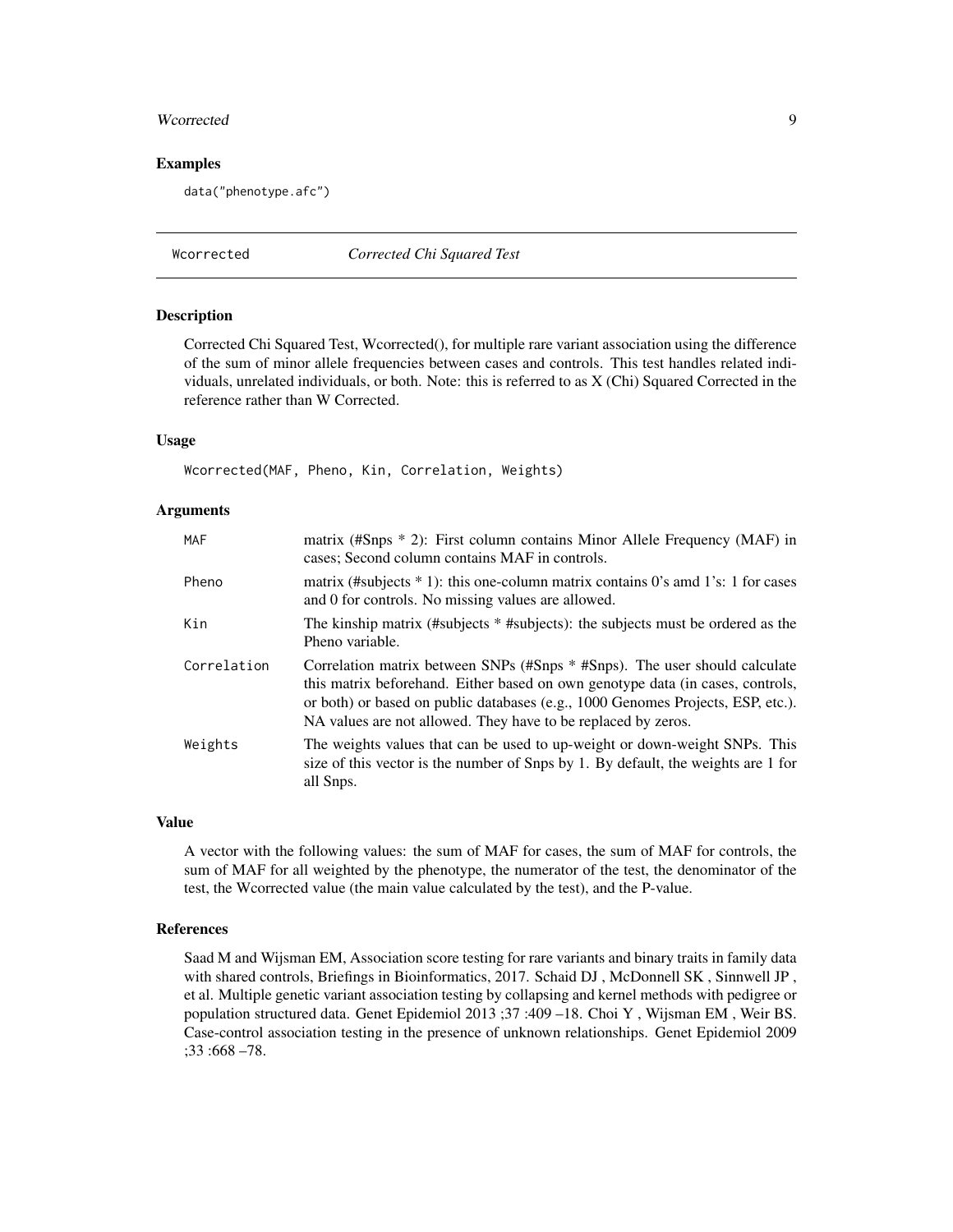## Examples

```
data("phenotype.afc")
```

---

# Wcorrected — *Corrected Chi Squared Test*

---

## Description

Corrected Chi Squared Test, Wcorrected(), for multiple rare variant association using the difference of the sum of minor allele frequencies between cases and controls. This test handles related individuals, unrelated individuals, or both. Note: this is referred to as X (Chi) Squared Corrected in the reference rather than W Corrected.

## Usage

```
Wcorrected(MAF, Pheno, Kin, Correlation, Weights)
```

## Arguments

| | |
|---|---|
| MAF | matrix (#Snps * 2): First column contains Minor Allele Frequency (MAF) in cases; Second column contains MAF in controls. |
| Pheno | matrix (#subjects * 1): this one-column matrix contains 0's amd 1's: 1 for cases and 0 for controls. No missing values are allowed. |
| Kin | The kinship matrix (#subjects * #subjects): the subjects must be ordered as the Pheno variable. |
| Correlation | Correlation matrix between SNPs (#Snps * #Snps). The user should calculate this matrix beforehand. Either based on own genotype data (in cases, controls, or both) or based on public databases (e.g., 1000 Genomes Projects, ESP, etc.). NA values are not allowed. They have to be replaced by zeros. |
| Weights | The weights values that can be used to up-weight or down-weight SNPs. This size of this vector is the number of Snps by 1. By default, the weights are 1 for all Snps. |

## Value

A vector with the following values: the sum of MAF for cases, the sum of MAF for controls, the sum of MAF for all weighted by the phenotype, the numerator of the test, the denominator of the test, the Wcorrected value (the main value calculated by the test), and the P-value.

## References

Saad M and Wijsman EM, Association score testing for rare variants and binary traits in family data with shared controls, Briefings in Bioinformatics, 2017. Schaid DJ , McDonnell SK , Sinnwell JP , et al. Multiple genetic variant association testing by collapsing and kernel methods with pedigree or population structured data. Genet Epidemiol 2013 ;37 :409 –18. Choi Y , Wijsman EM , Weir BS. Case-control association testing in the presence of unknown relationships. Genet Epidemiol 2009 ;33 :668 –78.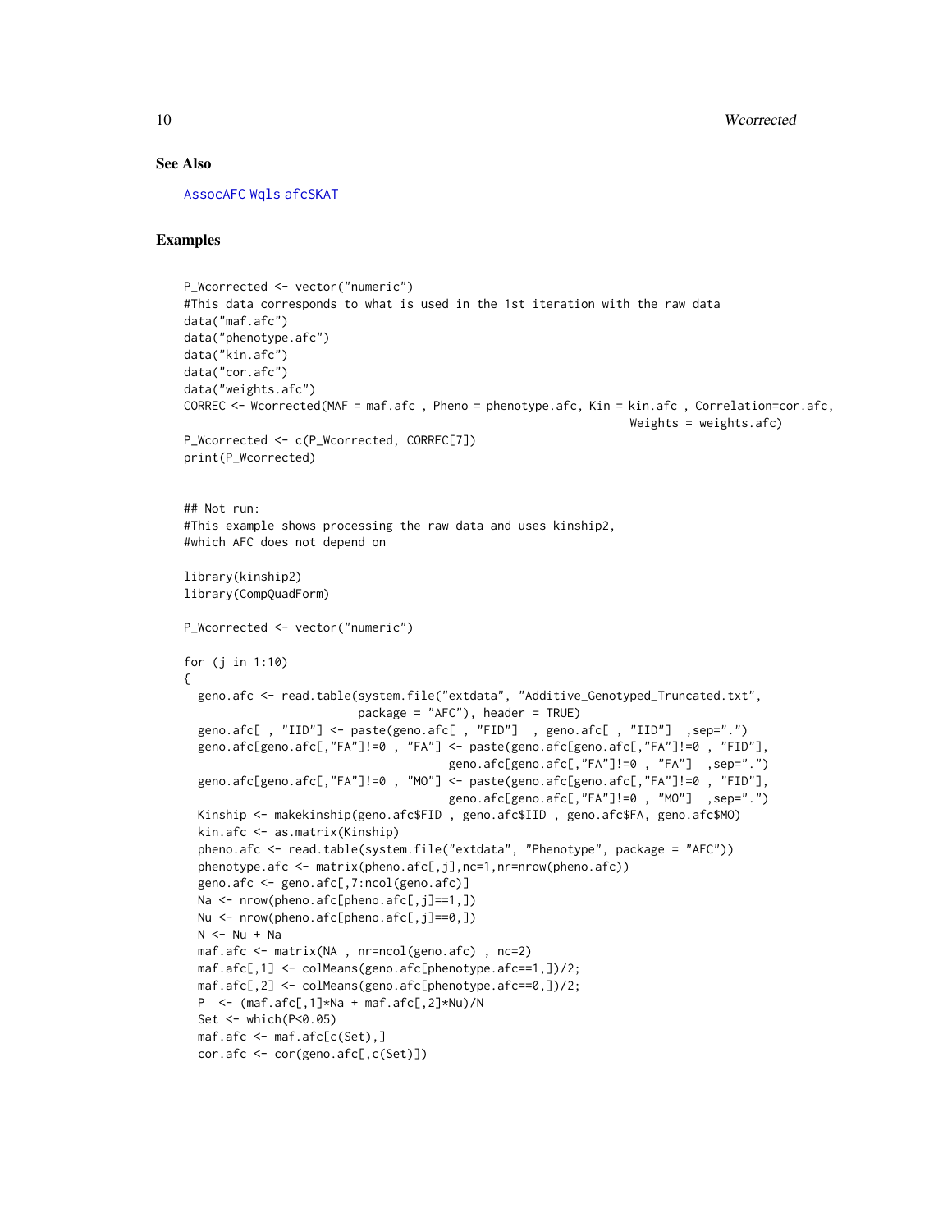## See Also

AssocAFC Wqls afcSKAT

## Examples

```
P_Wcorrected <- vector("numeric")
#This data corresponds to what is used in the 1st iteration with the raw data
data("maf.afc")
data("phenotype.afc")
data("kin.afc")
data("cor.afc")
data("weights.afc")
CORREC <- Wcorrected(MAF = maf.afc , Pheno = phenotype.afc, Kin = kin.afc , Correlation=cor.afc,
                                                                  Weights = weights.afc)
P_Wcorrected <- c(P_Wcorrected, CORREC[7])
print(P_Wcorrected)


## Not run:
#This example shows processing the raw data and uses kinship2,
#which AFC does not depend on

library(kinship2)
library(CompQuadForm)

P_Wcorrected <- vector("numeric")

for (j in 1:10)
{
  geno.afc <- read.table(system.file("extdata", "Additive_Genotyped_Truncated.txt",
                        package = "AFC"), header = TRUE)
  geno.afc[ , "IID"] <- paste(geno.afc[ , "FID"]  , geno.afc[ , "IID"]  ,sep=".")
  geno.afc[geno.afc[,"FA"]!=0 , "FA"] <- paste(geno.afc[geno.afc[,"FA"]!=0 , "FID"],
                                    geno.afc[geno.afc[,"FA"]!=0 , "FA"]  ,sep=".")
  geno.afc[geno.afc[,"FA"]!=0 , "MO"] <- paste(geno.afc[geno.afc[,"FA"]!=0 , "FID"],
                                    geno.afc[geno.afc[,"FA"]!=0 , "MO"]  ,sep=".")
  Kinship <- makekinship(geno.afc$FID , geno.afc$IID , geno.afc$FA, geno.afc$MO)
  kin.afc <- as.matrix(Kinship)
  pheno.afc <- read.table(system.file("extdata", "Phenotype", package = "AFC"))
  phenotype.afc <- matrix(pheno.afc[,j],nc=1,nr=nrow(pheno.afc))
  geno.afc <- geno.afc[,7:ncol(geno.afc)]
  Na <- nrow(pheno.afc[pheno.afc[,j]==1,])
  Nu <- nrow(pheno.afc[pheno.afc[,j]==0,])
  N <- Nu + Na
  maf.afc <- matrix(NA , nr=ncol(geno.afc) , nc=2)
  maf.afc[,1] <- colMeans(geno.afc[phenotype.afc==1,])/2;
  maf.afc[,2] <- colMeans(geno.afc[phenotype.afc==0,])/2;
  P  <- (maf.afc[,1]*Na + maf.afc[,2]*Nu)/N
  Set <- which(P<0.05)
  maf.afc <- maf.afc[c(Set),]
  cor.afc <- cor(geno.afc[,c(Set)])
```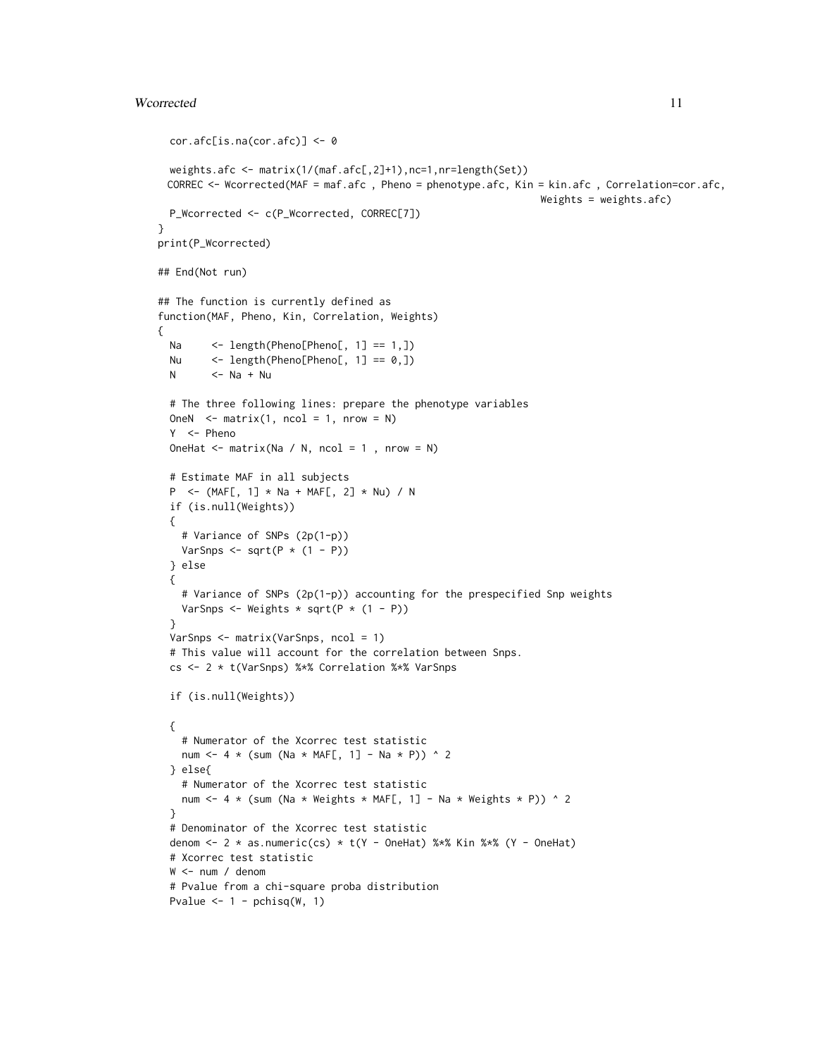```
    cor.afc[is.na(cor.afc)] <- 0

    weights.afc <- matrix(1/(maf.afc[,2]+1),nc=1,nr=length(Set))
   CORREC <- Wcorrected(MAF = maf.afc , Pheno = phenotype.afc, Kin = kin.afc , Correlation=cor.afc,
                                                              Weights = weights.afc)
    P_Wcorrected <- c(P_Wcorrected, CORREC[7])
  }
  print(P_Wcorrected)

  ## End(Not run)

  ## The function is currently defined as
  function(MAF, Pheno, Kin, Correlation, Weights)
  {
    Na     <- length(Pheno[Pheno[, 1] == 1,])
    Nu     <- length(Pheno[Pheno[, 1] == 0,])
    N      <- Na + Nu

    # The three following lines: prepare the phenotype variables
    OneN  <- matrix(1, ncol = 1, nrow = N)
    Y  <- Pheno
    OneHat <- matrix(Na / N, ncol = 1 , nrow = N)

    # Estimate MAF in all subjects
    P  <- (MAF[, 1] * Na + MAF[, 2] * Nu) / N
    if (is.null(Weights))
    {
      # Variance of SNPs (2p(1-p))
      VarSnps <- sqrt(P * (1 - P))
    } else
    {
      # Variance of SNPs (2p(1-p)) accounting for the prespecified Snp weights
      VarSnps <- Weights * sqrt(P * (1 - P))
    }
    VarSnps <- matrix(VarSnps, ncol = 1)
    # This value will account for the correlation between Snps.
    cs <- 2 * t(VarSnps) %*% Correlation %*% VarSnps

    if (is.null(Weights))

    {
      # Numerator of the Xcorrec test statistic
      num <- 4 * (sum (Na * MAF[, 1] - Na * P)) ^ 2
    } else{
      # Numerator of the Xcorrec test statistic
      num <- 4 * (sum (Na * Weights * MAF[, 1] - Na * Weights * P)) ^ 2
    }
    # Denominator of the Xcorrec test statistic
    denom <- 2 * as.numeric(cs) * t(Y - OneHat) %*% Kin %*% (Y - OneHat)
    # Xcorrec test statistic
    W <- num / denom
    # Pvalue from a chi-square proba distribution
    Pvalue <- 1 - pchisq(W, 1)
```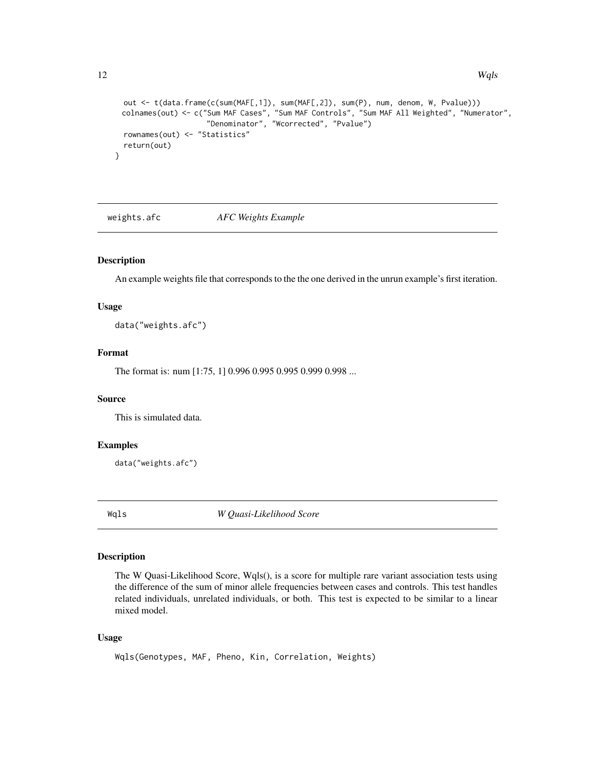```
  out <- t(data.frame(c(sum(MAF[,1]), sum(MAF[,2]), sum(P), num, denom, W, Pvalue)))
 colnames(out) <- c("Sum MAF Cases", "Sum MAF Controls", "Sum MAF All Weighted", "Numerator",
                    "Denominator", "Wcorrected", "Pvalue")
  rownames(out) <- "Statistics"
  return(out)
}
```

## weights.afc — *AFC Weights Example*

### Description

An example weights file that corresponds to the the one derived in the unrun example's first iteration.

### Usage

```
data("weights.afc")
```

### Format

The format is: num [1:75, 1] 0.996 0.995 0.995 0.999 0.998 ...

### Source

This is simulated data.

### Examples

```
data("weights.afc")
```

## Wqls — *W Quasi-Likelihood Score*

### Description

The W Quasi-Likelihood Score, Wqls(), is a score for multiple rare variant association tests using the difference of the sum of minor allele frequencies between cases and controls. This test handles related individuals, unrelated individuals, or both. This test is expected to be similar to a linear mixed model.

### Usage

```
Wqls(Genotypes, MAF, Pheno, Kin, Correlation, Weights)
```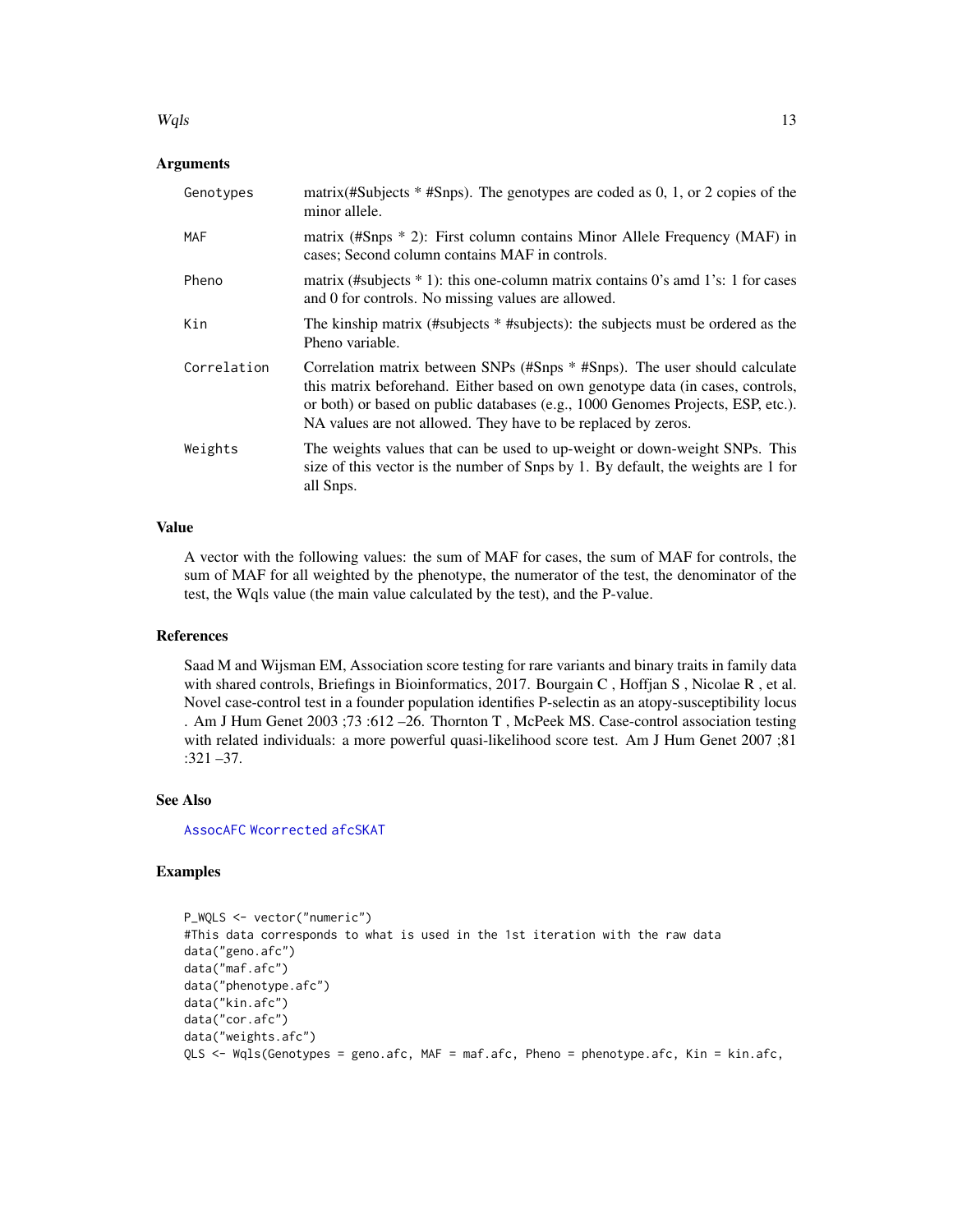### Arguments

| | |
|---|---|
| Genotypes | matrix(#Subjects * #Snps). The genotypes are coded as 0, 1, or 2 copies of the minor allele. |
| MAF | matrix (#Snps * 2): First column contains Minor Allele Frequency (MAF) in cases; Second column contains MAF in controls. |
| Pheno | matrix (#subjects * 1): this one-column matrix contains 0's amd 1's: 1 for cases and 0 for controls. No missing values are allowed. |
| Kin | The kinship matrix (#subjects * #subjects): the subjects must be ordered as the Pheno variable. |
| Correlation | Correlation matrix between SNPs (#Snps * #Snps). The user should calculate this matrix beforehand. Either based on own genotype data (in cases, controls, or both) or based on public databases (e.g., 1000 Genomes Projects, ESP, etc.). NA values are not allowed. They have to be replaced by zeros. |
| Weights | The weights values that can be used to up-weight or down-weight SNPs. This size of this vector is the number of Snps by 1. By default, the weights are 1 for all Snps. |

### Value

A vector with the following values: the sum of MAF for cases, the sum of MAF for controls, the sum of MAF for all weighted by the phenotype, the numerator of the test, the denominator of the test, the Wqls value (the main value calculated by the test), and the P-value.

### References

Saad M and Wijsman EM, Association score testing for rare variants and binary traits in family data with shared controls, Briefings in Bioinformatics, 2017. Bourgain C , Hoffjan S , Nicolae R , et al. Novel case-control test in a founder population identifies P-selectin as an atopy-susceptibility locus . Am J Hum Genet 2003 ;73 :612 –26. Thornton T , McPeek MS. Case-control association testing with related individuals: a more powerful quasi-likelihood score test. Am J Hum Genet 2007 ;81 :321 –37.

### See Also

AssocAFC Wcorrected afcSKAT

### Examples

```
P_WQLS <- vector("numeric")
#This data corresponds to what is used in the 1st iteration with the raw data
data("geno.afc")
data("maf.afc")
data("phenotype.afc")
data("kin.afc")
data("cor.afc")
data("weights.afc")
QLS <- Wqls(Genotypes = geno.afc, MAF = maf.afc, Pheno = phenotype.afc, Kin = kin.afc,
```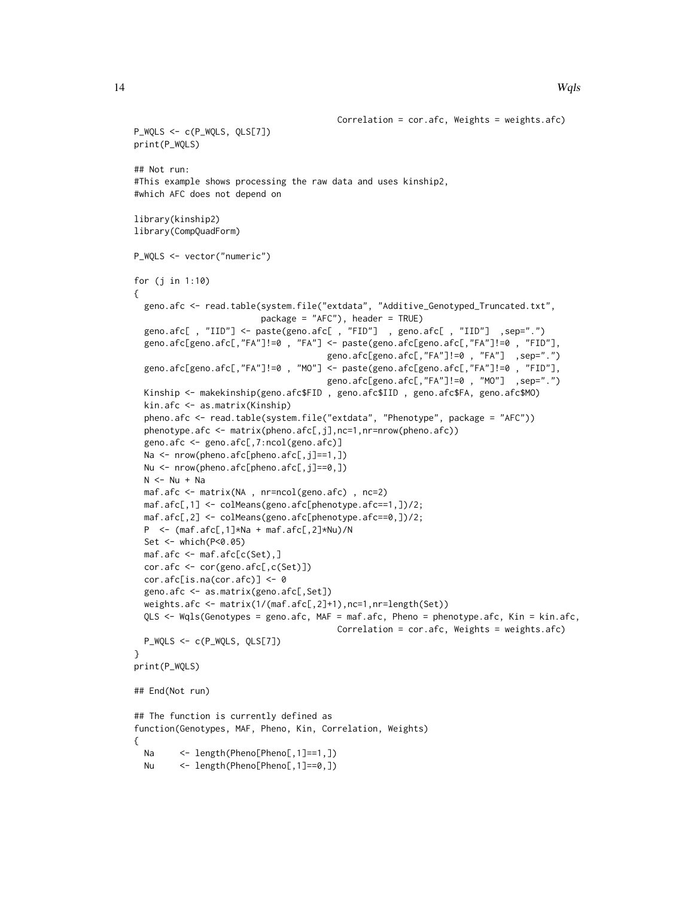```
                                        Correlation = cor.afc, Weights = weights.afc)
P_WQLS <- c(P_WQLS, QLS[7])
print(P_WQLS)

## Not run:
#This example shows processing the raw data and uses kinship2,
#which AFC does not depend on

library(kinship2)
library(CompQuadForm)

P_WQLS <- vector("numeric")

for (j in 1:10)
{
  geo.afc <- read.table(system.file("extdata", "Additive_Genotyped_Truncated.txt",
                        package = "AFC"), header = TRUE)
  geno.afc[ , "IID"] <- paste(geno.afc[ , "FID"]  , geno.afc[ , "IID"]  ,sep=".")
  geno.afc[geno.afc[,"FA"]!=0 , "FA"] <- paste(geno.afc[geno.afc[,"FA"]!=0 , "FID"],
                                     geno.afc[geno.afc[,"FA"]!=0 , "FA"]  ,sep=".")
  geno.afc[geno.afc[,"FA"]!=0 , "MO"] <- paste(geno.afc[geno.afc[,"FA"]!=0 , "FID"],
                                     geno.afc[geno.afc[,"FA"]!=0 , "MO"]  ,sep=".")
  Kinship <- makekinship(geno.afc$FID , geno.afc$IID , geno.afc$FA, geno.afc$MO)
  kin.afc <- as.matrix(Kinship)
  pheno.afc <- read.table(system.file("extdata", "Phenotype", package = "AFC"))
  phenotype.afc <- matrix(pheno.afc[,j],nc=1,nr=nrow(pheno.afc))
  geno.afc <- geno.afc[,7:ncol(geno.afc)]
  Na <- nrow(pheno.afc[pheno.afc[,j]==1,])
  Nu <- nrow(pheno.afc[pheno.afc[,j]==0,])
  N <- Nu + Na
  maf.afc <- matrix(NA , nr=ncol(geno.afc) , nc=2)
  maf.afc[,1] <- colMeans(geno.afc[phenotype.afc==1,])/2;
  maf.afc[,2] <- colMeans(geno.afc[phenotype.afc==0,])/2;
  P  <- (maf.afc[,1]*Na + maf.afc[,2]*Nu)/N
  Set <- which(P<0.05)
  maf.afc <- maf.afc[c(Set),]
  cor.afc <- cor(geno.afc[,c(Set)])
  cor.afc[is.na(cor.afc)] <- 0
  geno.afc <- as.matrix(geno.afc[,Set])
  weights.afc <- matrix(1/(maf.afc[,2]+1),nc=1,nr=length(Set))
  QLS <- Wqls(Genotypes = geno.afc, MAF = maf.afc, Pheno = phenotype.afc, Kin = kin.afc,
                                        Correlation = cor.afc, Weights = weights.afc)
  P_WQLS <- c(P_WQLS, QLS[7])
}
print(P_WQLS)

## End(Not run)

## The function is currently defined as
function(Genotypes, MAF, Pheno, Kin, Correlation, Weights)
{
  Na     <- length(Pheno[Pheno[,1]==1,])
  Nu     <- length(Pheno[Pheno[,1]==0,])
```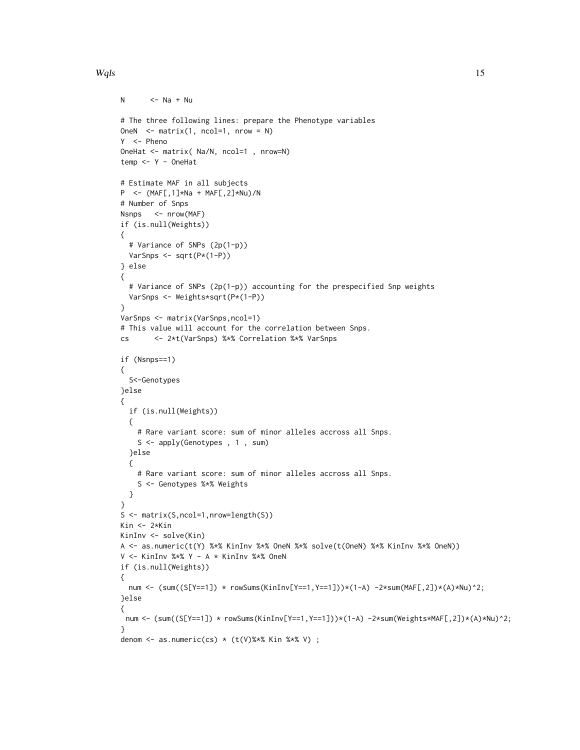```
N      <- Na + Nu

# The three following lines: prepare the Phenotype variables
OneN  <- matrix(1, ncol=1, nrow = N)
Y  <- Pheno
OneHat <- matrix( Na/N, ncol=1 , nrow=N)
temp <- Y - OneHat

# Estimate MAF in all subjects
P  <- (MAF[,1]*Na + MAF[,2]*Nu)/N
# Number of Snps
Nsnps   <- nrow(MAF)
if (is.null(Weights))
{
  # Variance of SNPs (2p(1-p))
  VarSnps <- sqrt(P*(1-P))
} else
{
  # Variance of SNPs (2p(1-p)) accounting for the prespecified Snp weights
  VarSnps <- Weights*sqrt(P*(1-P))
}
VarSnps <- matrix(VarSnps,ncol=1)
# This value will account for the correlation between Snps.
cs      <- 2*t(VarSnps) %*% Correlation %*% VarSnps

if (Nsnps==1)
{
  S<-Genotypes
}else
{
  if (is.null(Weights))
  {
    # Rare variant score: sum of minor alleles accross all Snps.
    S <- apply(Genotypes , 1 , sum)
  }else
  {
    # Rare variant score: sum of minor alleles accross all Snps.
    S <- Genotypes %*% Weights
  }
}
S <- matrix(S,ncol=1,nrow=length(S))
Kin <- 2*Kin
KinInv <- solve(Kin)
A <- as.numeric(t(Y) %*% KinInv %*% OneN %*% solve(t(OneN) %*% KinInv %*% OneN))
V <- KinInv %*% Y - A * KinInv %*% OneN
if (is.null(Weights))
{
  num <- (sum((S[Y==1]) * rowSums(KinInv[Y==1,Y==1]))*(1-A) -2*sum(MAF[,2])*(A)*Nu)^2;
}else
{
 num <- (sum((S[Y==1]) * rowSums(KinInv[Y==1,Y==1]))*(1-A) -2*sum(Weights*MAF[,2])*(A)*Nu)^2;
}
denom <- as.numeric(cs) * (t(V)%*% Kin %*% V) ;
```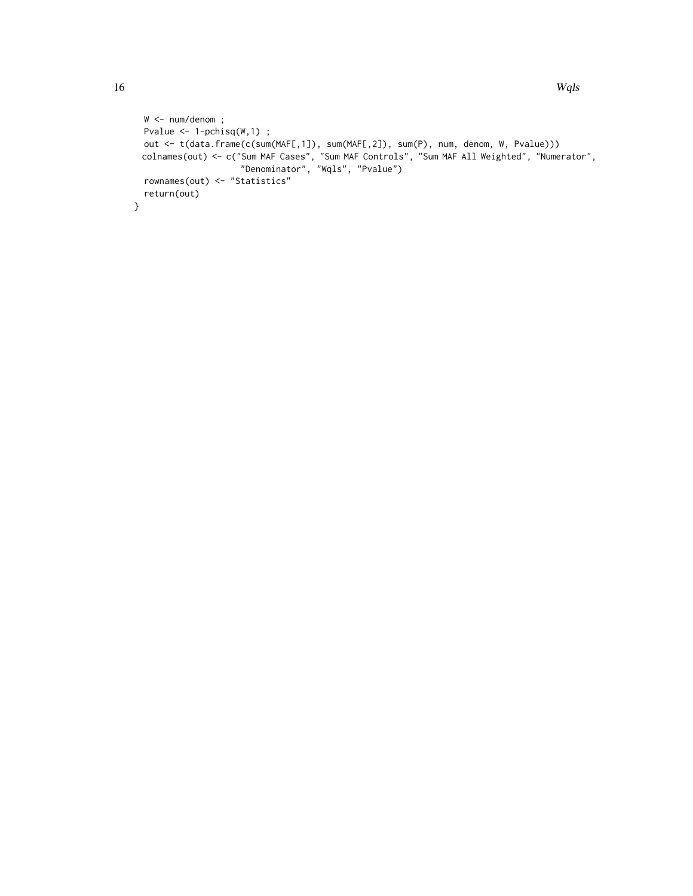```
  W <- num/denom ;
  Pvalue <- 1-pchisq(W,1) ;
  out <- t(data.frame(c(sum(MAF[,1]), sum(MAF[,2]), sum(P), num, denom, W, Pvalue)))
 colnames(out) <- c("Sum MAF Cases", "Sum MAF Controls", "Sum MAF All Weighted", "Numerator",
                    "Denominator", "Wqls", "Pvalue")
  rownames(out) <- "Statistics"
  return(out)
}
```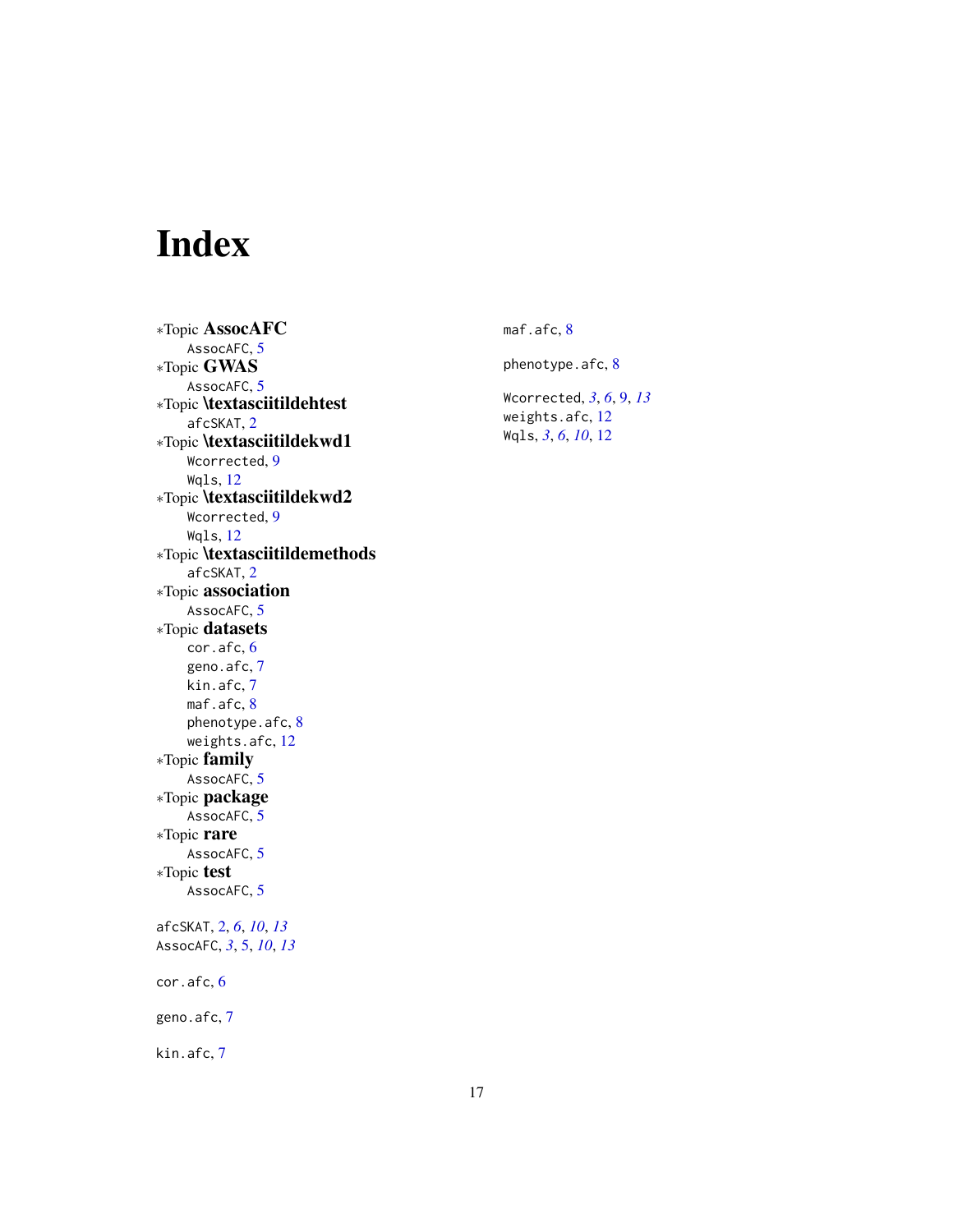# Index

*Topic **AssocAFC**
    AssocAFC, 5
*Topic **GWAS**
    AssocAFC, 5
*Topic **\textasciitildehtest**
    afcSKAT, 2
*Topic **\textasciitildekwd1**
    Wcorrected, 9
    Wqls, 12
*Topic **\textasciitildekwd2**
    Wcorrected, 9
    Wqls, 12
*Topic **\textasciitildemethods**
    afcSKAT, 2
*Topic **association**
    AssocAFC, 5
*Topic **datasets**
    cor.afc, 6
    geno.afc, 7
    kin.afc, 7
    maf.afc, 8
    phenotype.afc, 8
    weights.afc, 12
*Topic **family**
    AssocAFC, 5
*Topic **package**
    AssocAFC, 5
*Topic **rare**
    AssocAFC, 5
*Topic **test**
    AssocAFC, 5

afcSKAT, 2, *6*, *10*, *13*
AssocAFC, *3*, 5, *10*, *13*

cor.afc, 6

geno.afc, 7

kin.afc, 7

maf.afc, 8

phenotype.afc, 8

Wcorrected, *3*, *6*, 9, *13*
weights.afc, 12
Wqls, *3*, *6*, *10*, 12